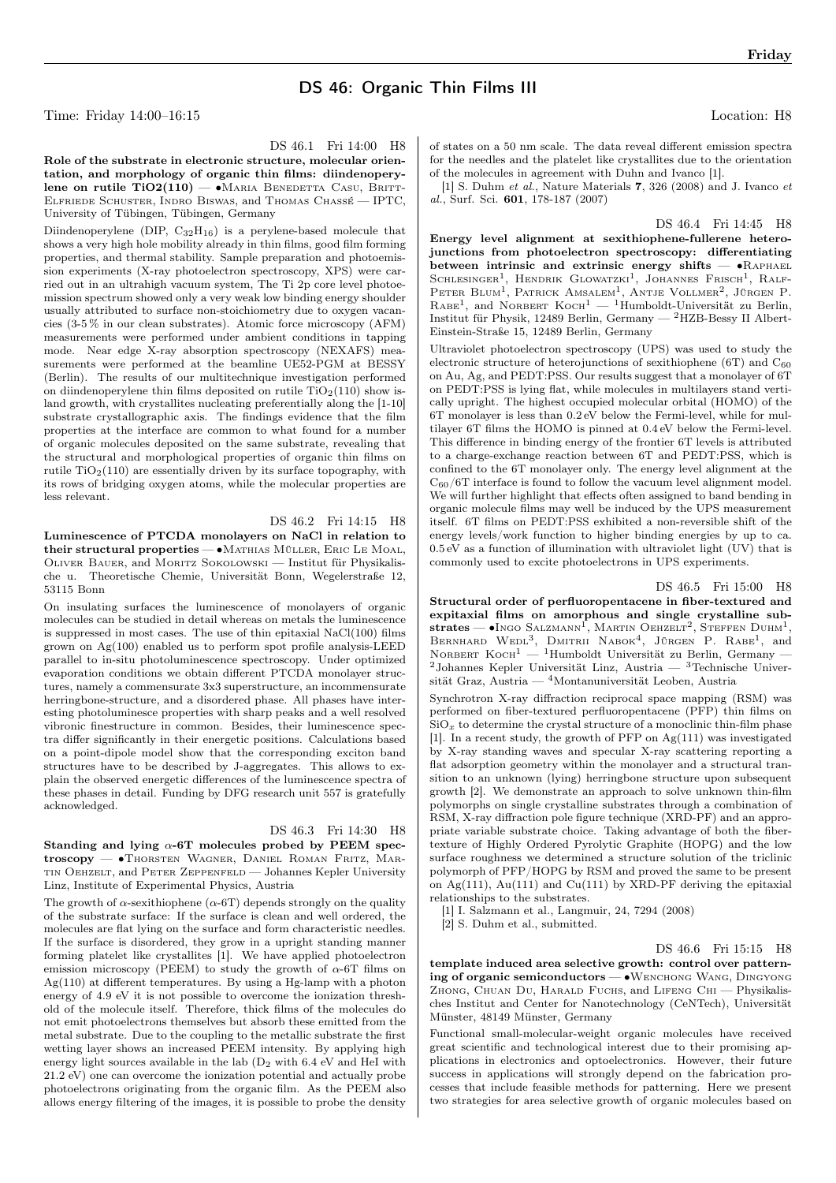# DS 46: Organic Thin Films III

Time: Friday 14:00–16:15 Location: H8

DS 46.1 Fri 14:00 H8

**Role of the substrate in electronic structure, molecular orientation, and morphology of organic thin films: diindenoperylene on rutile TiO2(110)** — •Maria Benedetta Casu, Britt-Elfriede Schuster, Indro Biswas, and Thomas Chassé — IPTC, University of Tübingen, Tübingen, Germany

Diindenoperylene (DIP, $C_{32}H_{16}$) is a perylene-based molecule that shows a very high hole mobility already in thin films, good film forming properties, and thermal stability. Sample preparation and photoemission experiments (X-ray photoelectron spectroscopy, XPS) were carried out in an ultrahigh vacuum system, The Ti 2p core level photoemission spectrum showed only a very weak low binding energy shoulder usually attributed to surface non-stoichiometry due to oxygen vacancies (3-5 % in our clean substrates). Atomic force microscopy (AFM) measurements were performed under ambient conditions in tapping mode. Near edge X-ray absorption spectroscopy (NEXAFS) measurements were performed at the beamline UE52-PGM at BESSY (Berlin). The results of our multitechnique investigation performed on diindenoperylene thin films deposited on rutile $TiO_2(110)$ show island growth, with crystallites nucleating preferentially along the [1-10] substrate crystallographic axis. The findings evidence that the film properties at the interface are common to what found for a number of organic molecules deposited on the same substrate, revealing that the structural and morphological properties of organic thin films on rutile $TiO_2(110)$ are essentially driven by its surface topography, with its rows of bridging oxygen atoms, while the molecular properties are less relevant.

DS 46.2 Fri 14:15 H8

**Luminescence of PTCDA monolayers on NaCl in relation to their structural properties** — •Mathias Müller, Eric Le Moal, Oliver Bauer, and Moritz Sokolowski — Institut für Physikalische u. Theoretische Chemie, Universität Bonn, Wegelerstraße 12, 53115 Bonn

On insulating surfaces the luminescence of monolayers of organic molecules can be studied in detail whereas on metals the luminescence is suppressed in most cases. The use of thin epitaxial NaCl(100) films grown on Ag(100) enabled us to perform spot profile analysis-LEED parallel to in-situ photoluminescence spectroscopy. Under optimized evaporation conditions we obtain different PTCDA monolayer structures, namely a commensurate 3x3 superstructure, an incommensurate herringbone-structure, and a disordered phase. All phases have interesting photoluminesce properties with sharp peaks and a well resolved vibronic finestructure in common. Besides, their luminescence spectra differ significantly in their energetic positions. Calculations based on a point-dipole model show that the corresponding exciton band structures have to be described by J-aggregates. This allows to explain the observed energetic differences of the luminescence spectra of these phases in detail. Funding by DFG research unit 557 is gratefully acknowledged.

DS 46.3 Fri 14:30 H8

**Standing and lying $\alpha$-6T molecules probed by PEEM spectroscopy** — •Thorsten Wagner, Daniel Roman Fritz, Martin Oehzelt, and Peter Zeppenfeld — Johannes Kepler University Linz, Institute of Experimental Physics, Austria

The growth of $\alpha$-sexithiophene ($\alpha$-6T) depends strongly on the quality of the substrate surface: If the surface is clean and well ordered, the molecules are flat lying on the surface and form characteristic needles. If the surface is disordered, they grow in a upright standing manner forming platelet like crystallites [1]. We have applied photoelectron emission microscopy (PEEM) to study the growth of $\alpha$-6T films on Ag(110) at different temperatures. By using a Hg-lamp with a photon energy of 4.9 eV it is not possible to overcome the ionization threshold of the molecule itself. Therefore, thick films of the molecules do not emit photoelectrons themselves but absorb these emitted from the metal substrate. Due to the coupling to the metallic substrate the first wetting layer shows an increased PEEM intensity. By applying high energy light sources available in the lab ($D_2$ with 6.4 eV and HeI with 21.2 eV) one can overcome the ionization potential and actually probe photoelectrons originating from the organic film. As the PEEM also allows energy filtering of the images, it is possible to probe the density of states on a 50 nm scale. The data reveal different emission spectra for the needles and the platelet like crystallites due to the orientation of the molecules in agreement with Duhn and Ivanco [1].

[1] S. Duhm *et al.*, Nature Materials **7**, 326 (2008) and J. Ivanco *et al.*, Surf. Sci. **601**, 178-187 (2007)

DS 46.4 Fri 14:45 H8

**Energy level alignment at sexithiophene-fullerene heterojunctions from photoelectron spectroscopy: differentiating between intrinsic and extrinsic energy shifts** — •Raphael Schlesinger[1], Hendrik Glowatzki[1], Johannes Frisch[1], Ralf-Peter Blum[1], Patrick Amsalem[1], Antje Vollmer[2], Jürgen P. Rabe[1], and Norbert Koch[1] — [1]Humboldt-Universität zu Berlin, Institut für Physik, 12489 Berlin, Germany — [2]HZB-Bessy II Albert-Einstein-Straße 15, 12489 Berlin, Germany

Ultraviolet photoelectron spectroscopy (UPS) was used to study the electronic structure of heterojunctions of sexithiophene (6T) and $C_{60}$ on Au, Ag, and PEDT:PSS. Our results suggest that a monolayer of 6T on PEDT:PSS is lying flat, while molecules in multilayers stand vertically upright. The highest occupied molecular orbital (HOMO) of the 6T monolayer is less than 0.2 eV below the Fermi-level, while for multilayer 6T films the HOMO is pinned at 0.4 eV below the Fermi-level. This difference in binding energy of the frontier 6T levels is attributed to a charge-exchange reaction between 6T and PEDT:PSS, which is confined to the 6T monolayer only. The energy level alignment at the $C_{60}$/6T interface is found to follow the vacuum level alignment model. We will further highlight that effects often assigned to band bending in organic molecule films may well be induced by the UPS measurement itself. 6T films on PEDT:PSS exhibited a non-reversible shift of the energy levels/work function to higher binding energies by up to ca. 0.5 eV as a function of illumination with ultraviolet light (UV) that is commonly used to excite photoelectrons in UPS experiments.

DS 46.5 Fri 15:00 H8

**Structural order of perfluoropentacene in fiber-textured and expitaxial films on amorphous and single crystalline substrates** — •Ingo Salzmann[1], Martin Oehzelt[2], Steffen Duhm[1], Bernhard Wedl[3], Dmitrii Nabok[4], Jürgen P. Rabe[1], and Norbert Koch[1] — [1]Humboldt Universität zu Berlin, Germany — [2]Johannes Kepler Universität Linz, Austria — [3]Technische Universität Graz, Austria — [4]Montanuniversität Leoben, Austria

Synchrotron X-ray diffraction reciprocal space mapping (RSM) was performed on fiber-textured perfluoropentacene (PFP) thin films on $SiO_x$ to determine the crystal structure of a monoclinic thin-film phase [1]. In a recent study, the growth of PFP on Ag(111) was investigated by X-ray standing waves and specular X-ray scattering reporting a flat adsorption geometry within the monolayer and a structural transition to an unknown (lying) herringbone structure upon subsequent growth [2]. We demonstrate an approach to solve unknown thin-film polymorphs on single crystalline substrates through a combination of RSM, X-ray diffraction pole figure technique (XRD-PF) and an appropriate variable substrate choice. Taking advantage of both the fibertexture of Highly Ordered Pyrolytic Graphite (HOPG) and the low surface roughness we determined a structure solution of the triclinic polymorph of PFP/HOPG by RSM and proved the same to be present on Ag(111), Au(111) and Cu(111) by XRD-PF deriving the epitaxial relationships to the substrates.

[1] I. Salzmann et al., Langmuir, 24, 7294 (2008)

[2] S. Duhm et al., submitted.

DS 46.6 Fri 15:15 H8

**template induced area selective growth: control over patterning of organic semiconductors** — •Wenchong Wang, Dingyong Zhong, Chuan Du, Harald Fuchs, and Lifeng Chi — Physikalisches Institut and Center for Nanotechnology (CeNTech), Universität Münster, 48149 Münster, Germany

Functional small-molecular-weight organic molecules have received great scientific and technological interest due to their promising applications in electronics and optoelectronics. However, their future success in applications will strongly depend on the fabrication processes that include feasible methods for patterning. Here we present two strategies for area selective growth of organic molecules based on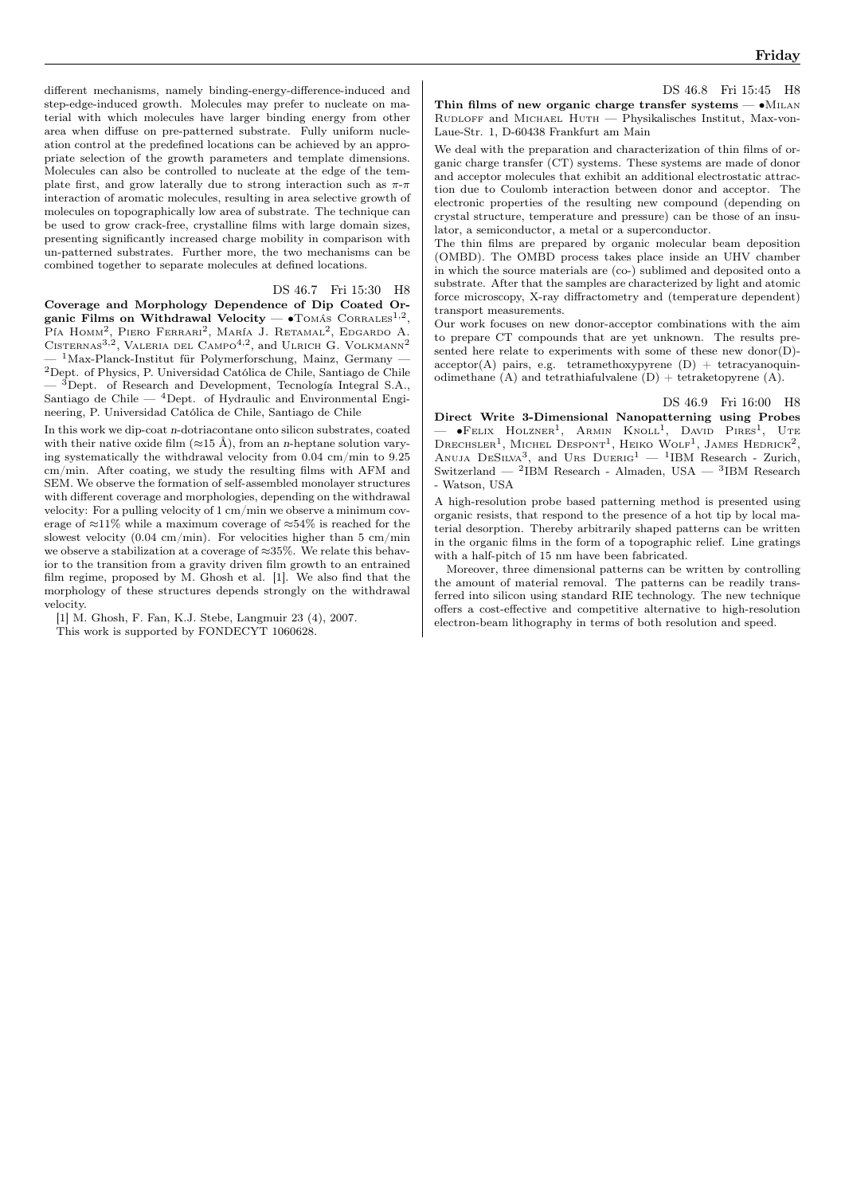different mechanisms, namely binding-energy-difference-induced and step-edge-induced growth. Molecules may prefer to nucleate on material with which molecules have larger binding energy from other area when diffuse on pre-patterned substrate. Fully uniform nucleation control at the predefined locations can be achieved by an appropriate selection of the growth parameters and template dimensions. Molecules can also be controlled to nucleate at the edge of the template first, and grow laterally due to strong interaction such as $\pi$-$\pi$ interaction of aromatic molecules, resulting in area selective growth of molecules on topographically low area of substrate. The technique can be used to grow crack-free, crystalline films with large domain sizes, presenting significantly increased charge mobility in comparison with un-patterned substrates. Further more, the two mechanisms can be combined together to separate molecules at defined locations.

DS 46.7 Fri 15:30 H8

**Coverage and Morphology Dependence of Dip Coated Organic Films on Withdrawal Velocity** — •Tomás Corrales[1,2], Pía Homm[2], Piero Ferrari[2], María J. Retamal[2], Edgardo A. Cisternas[3,2], Valeria del Campo[4,2], and Ulrich G. Volkmann[2] — [1]Max-Planck-Institut für Polymerforschung, Mainz, Germany — [2]Dept. of Physics, P. Universidad Católica de Chile, Santiago de Chile — [3]Dept. of Research and Development, Tecnología Integral S.A., Santiago de Chile — [4]Dept. of Hydraulic and Environmental Engineering, P. Universidad Católica de Chile, Santiago de Chile

In this work we dip-coat *n*-dotriacontane onto silicon substrates, coated with their native oxide film ($\approx$15 Å), from an *n*-heptane solution varying systematically the withdrawal velocity from 0.04 cm/min to 9.25 cm/min. After coating, we study the resulting films with AFM and SEM. We observe the formation of self-assembled monolayer structures with different coverage and morphologies, depending on the withdrawal velocity: For a pulling velocity of 1 cm/min we observe a minimum coverage of $\approx$11% while a maximum coverage of $\approx$54% is reached for the slowest velocity (0.04 cm/min). For velocities higher than 5 cm/min we observe a stabilization at a coverage of $\approx$35%. We relate this behavior to the transition from a gravity driven film growth to an entrained film regime, proposed by M. Ghosh et al. [1]. We also find that the morphology of these structures depends strongly on the withdrawal velocity.

[1] M. Ghosh, F. Fan, K.J. Stebe, Langmuir 23 (4), 2007.

This work is supported by FONDECYT 1060628.

DS 46.8 Fri 15:45 H8

**Thin films of new organic charge transfer systems** — •Milan Rudloff and Michael Huth — Physikalisches Institut, Max-von-Laue-Str. 1, D-60438 Frankfurt am Main

We deal with the preparation and characterization of thin films of organic charge transfer (CT) systems. These systems are made of donor and acceptor molecules that exhibit an additional electrostatic attraction due to Coulomb interaction between donor and acceptor. The electronic properties of the resulting new compound (depending on crystal structure, temperature and pressure) can be those of an insulator, a semiconductor, a metal or a superconductor.

The thin films are prepared by organic molecular beam deposition (OMBD). The OMBD process takes place inside an UHV chamber in which the source materials are (co-) sublimed and deposited onto a substrate. After that the samples are characterized by light and atomic force microscopy, X-ray diffractometry and (temperature dependent) transport measurements.

Our work focuses on new donor-acceptor combinations with the aim to prepare CT compounds that are yet unknown. The results presented here relate to experiments with some of these new donor(D)-acceptor(A) pairs, e.g. tetramethoxypyrene (D) + tetracyanoquinodimethane (A) and tetrathiafulvalene (D) + tetraketopyrene (A).

DS 46.9 Fri 16:00 H8

**Direct Write 3-Dimensional Nanopatterning using Probes** — •Felix Holzner[1], Armin Knoll[1], David Pires[1], Ute Drechsler[1], Michel Despont[1], Heiko Wolf[1], James Hedrick[2], Anuja DeSilva[3], and Urs Duerig[1] — [1]IBM Research - Zurich, Switzerland — [2]IBM Research - Almaden, USA — [3]IBM Research - Watson, USA

A high-resolution probe based patterning method is presented using organic resists, that respond to the presence of a hot tip by local material desorption. Thereby arbitrarily shaped patterns can be written in the organic films in the form of a topographic relief. Line gratings with a half-pitch of 15 nm have been fabricated.

Moreover, three dimensional patterns can be written by controlling the amount of material removal. The patterns can be readily transferred into silicon using standard RIE technology. The new technique offers a cost-effective and competitive alternative to high-resolution electron-beam lithography in terms of both resolution and speed.